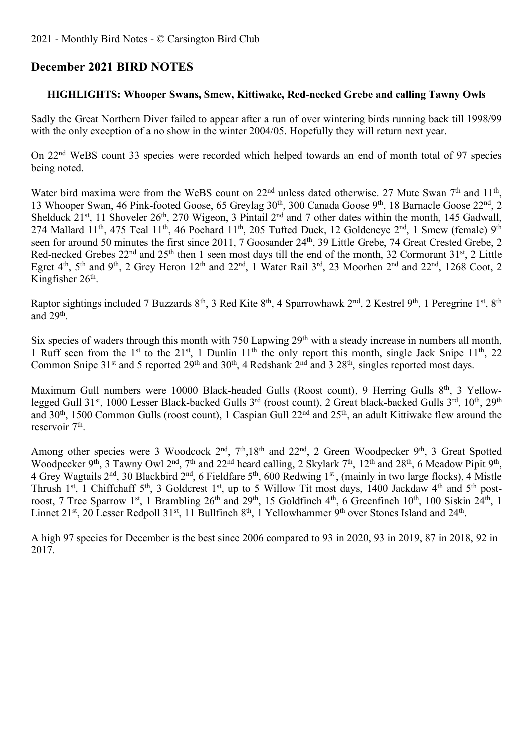## December 2021 BIRD NOTES

**HIGHLIGHTS: Whooper Swans, Smew, Kittiwake, Red-necked Grebe and calling Tawny Owls**

Sadly the Great Northern Diver failed to appear after a run of over wintering birds running back till 1998/99 with the only exception of a no show in the winter 2004/05. Hopefully they will return next year.

On 22nd WeBS count 33 species were recorded which helped towards an end of month total of 97 species being noted.

Water bird maxima were from the WeBS count on 22nd unless dated otherwise. 27 Mute Swan 7th and 11th, 13 Whooper Swan, 46 Pink-footed Goose, 65 Greylag 30th, 300 Canada Goose 9th, 18 Barnacle Goose 22nd, 2 Shelduck 21st, 11 Shoveler 26th, 270 Wigeon, 3 Pintail 2nd and 7 other dates within the month, 145 Gadwall, 274 Mallard 11th, 475 Teal 11th, 46 Pochard 11th, 205 Tufted Duck, 12 Goldeneye 2nd, 1 Smew (female) 9th seen for around 50 minutes the first since 2011, 7 Goosander 24th, 39 Little Grebe, 74 Great Crested Grebe, 2 Red-necked Grebes 22nd and 25th then 1 seen most days till the end of the month, 32 Cormorant 31st, 2 Little Egret 4th, 5th and 9th, 2 Grey Heron 12th and 22nd, 1 Water Rail 3rd, 23 Moorhen 2nd and 22nd, 1268 Coot, 2 Kingfisher 26th.

Raptor sightings included 7 Buzzards 8th, 3 Red Kite 8th, 4 Sparrowhawk 2nd, 2 Kestrel 9th, 1 Peregrine 1st, 8th and 29th.

Six species of waders through this month with 750 Lapwing 29th with a steady increase in numbers all month, 1 Ruff seen from the 1st to the 21st, 1 Dunlin 11th the only report this month, single Jack Snipe 11th, 22 Common Snipe 31st and 5 reported 29th and 30th, 4 Redshank 2nd and 3 28th, singles reported most days.

Maximum Gull numbers were 10000 Black-headed Gulls (Roost count), 9 Herring Gulls 8th, 3 Yellow-legged Gull 31st, 1000 Lesser Black-backed Gulls 3rd (roost count), 2 Great black-backed Gulls 3rd, 10th, 29th and 30th, 1500 Common Gulls (roost count), 1 Caspian Gull 22nd and 25th, an adult Kittiwake flew around the reservoir 7th.

Among other species were 3 Woodcock 2nd, 7th,18th and 22nd, 2 Green Woodpecker 9th, 3 Great Spotted Woodpecker 9th, 3 Tawny Owl 2nd, 7th and 22nd heard calling, 2 Skylark 7th, 12th and 28th, 6 Meadow Pipit 9th, 4 Grey Wagtails 2nd, 30 Blackbird 2nd, 6 Fieldfare 5th, 600 Redwing 1st, (mainly in two large flocks), 4 Mistle Thrush 1st, 1 Chiffchaff 5th, 3 Goldcrest 1st, up to 5 Willow Tit most days, 1400 Jackdaw 4th and 5th post-roost, 7 Tree Sparrow 1st, 1 Brambling 26th and 29th, 15 Goldfinch 4th, 6 Greenfinch 10th, 100 Siskin 24th, 1 Linnet 21st, 20 Lesser Redpoll 31st, 11 Bullfinch 8th, 1 Yellowhammer 9th over Stones Island and 24th.

A high 97 species for December is the best since 2006 compared to 93 in 2020, 93 in 2019, 87 in 2018, 92 in 2017.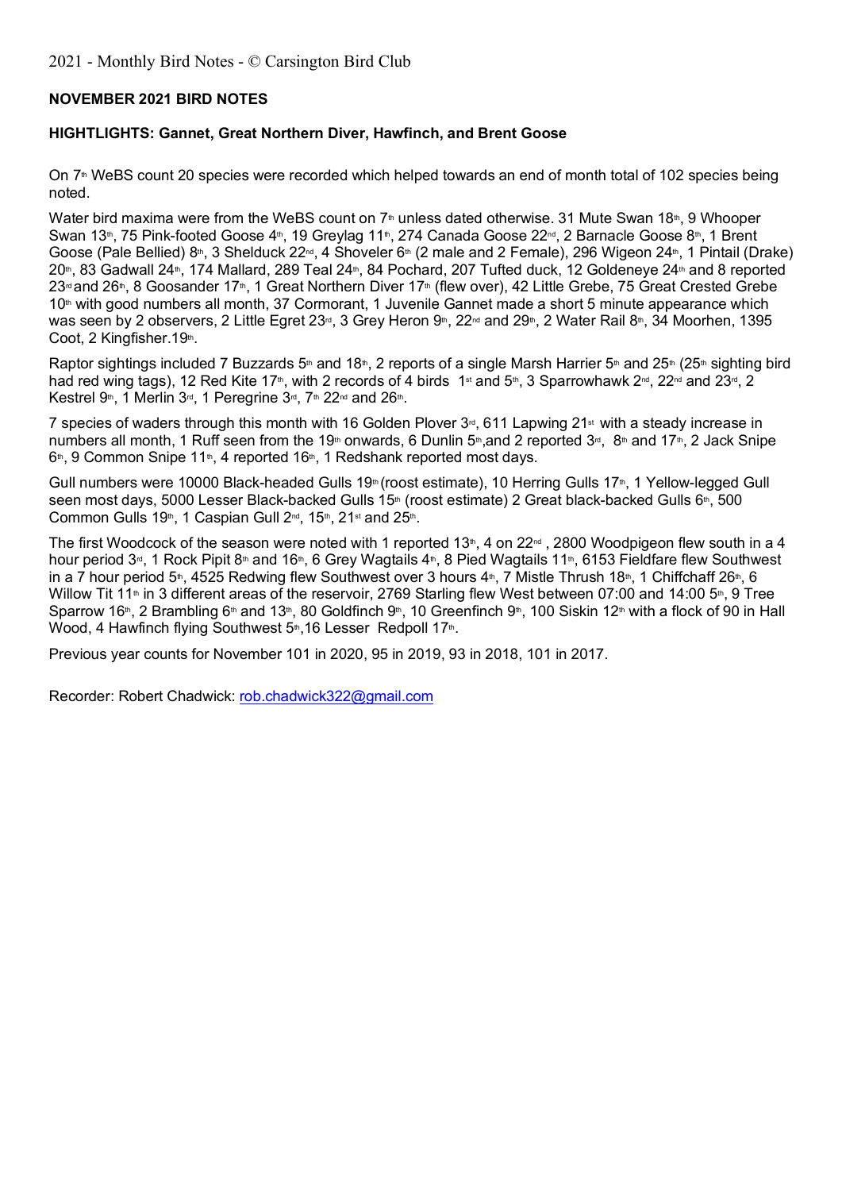**NOVEMBER 2021 BIRD NOTES**

**HIGHTLIGHTS: Gannet, Great Northern Diver, Hawfinch, and Brent Goose**

On 7th WeBS count 20 species were recorded which helped towards an end of month total of 102 species being noted.

Water bird maxima were from the WeBS count on 7th unless dated otherwise. 31 Mute Swan 18th, 9 Whooper Swan 13th, 75 Pink-footed Goose 4th, 19 Greylag 11th, 274 Canada Goose 22nd, 2 Barnacle Goose 8th, 1 Brent Goose (Pale Bellied) 8th, 3 Shelduck 22nd, 4 Shoveler 6th (2 male and 2 Female), 296 Wigeon 24th, 1 Pintail (Drake) 20th, 83 Gadwall 24th, 174 Mallard, 289 Teal 24th, 84 Pochard, 207 Tufted duck, 12 Goldeneye 24th and 8 reported 23rd and 26th, 8 Goosander 17th, 1 Great Northern Diver 17th (flew over), 42 Little Grebe, 75 Great Crested Grebe 10th with good numbers all month, 37 Cormorant, 1 Juvenile Gannet made a short 5 minute appearance which was seen by 2 observers, 2 Little Egret 23rd, 3 Grey Heron 9th, 22nd and 29th, 2 Water Rail 8th, 34 Moorhen, 1395 Coot, 2 Kingfisher.19th.

Raptor sightings included 7 Buzzards 5th and 18th, 2 reports of a single Marsh Harrier 5th and 25th (25th sighting bird had red wing tags), 12 Red Kite 17th, with 2 records of 4 birds 1st and 5th, 3 Sparrowhawk 2nd, 22nd and 23rd, 2 Kestrel 9th, 1 Merlin 3rd, 1 Peregrine 3rd, 7th 22nd and 26th.

7 species of waders through this month with 16 Golden Plover 3rd, 611 Lapwing 21st with a steady increase in numbers all month, 1 Ruff seen from the 19th onwards, 6 Dunlin 5th,and 2 reported 3rd, 8th and 17th, 2 Jack Snipe 6th, 9 Common Snipe 11th, 4 reported 16th, 1 Redshank reported most days.

Gull numbers were 10000 Black-headed Gulls 19th (roost estimate), 10 Herring Gulls 17th, 1 Yellow-legged Gull seen most days, 5000 Lesser Black-backed Gulls 15th (roost estimate) 2 Great black-backed Gulls 6th, 500 Common Gulls 19th, 1 Caspian Gull 2nd, 15th, 21st and 25th.

The first Woodcock of the season were noted with 1 reported 13th, 4 on 22nd , 2800 Woodpigeon flew south in a 4 hour period 3rd, 1 Rock Pipit 8th and 16th, 6 Grey Wagtails 4th, 8 Pied Wagtails 11th, 6153 Fieldfare flew Southwest in a 7 hour period 5th, 4525 Redwing flew Southwest over 3 hours 4th, 7 Mistle Thrush 18th, 1 Chiffchaff 26th, 6 Willow Tit 11th in 3 different areas of the reservoir, 2769 Starling flew West between 07:00 and 14:00 5th, 9 Tree Sparrow 16th, 2 Brambling 6th and 13th, 80 Goldfinch 9th, 10 Greenfinch 9th, 100 Siskin 12th with a flock of 90 in Hall Wood, 4 Hawfinch flying Southwest 5th,16 Lesser Redpoll 17th.

Previous year counts for November 101 in 2020, 95 in 2019, 93 in 2018, 101 in 2017.

Recorder: Robert Chadwick: rob.chadwick322@gmail.com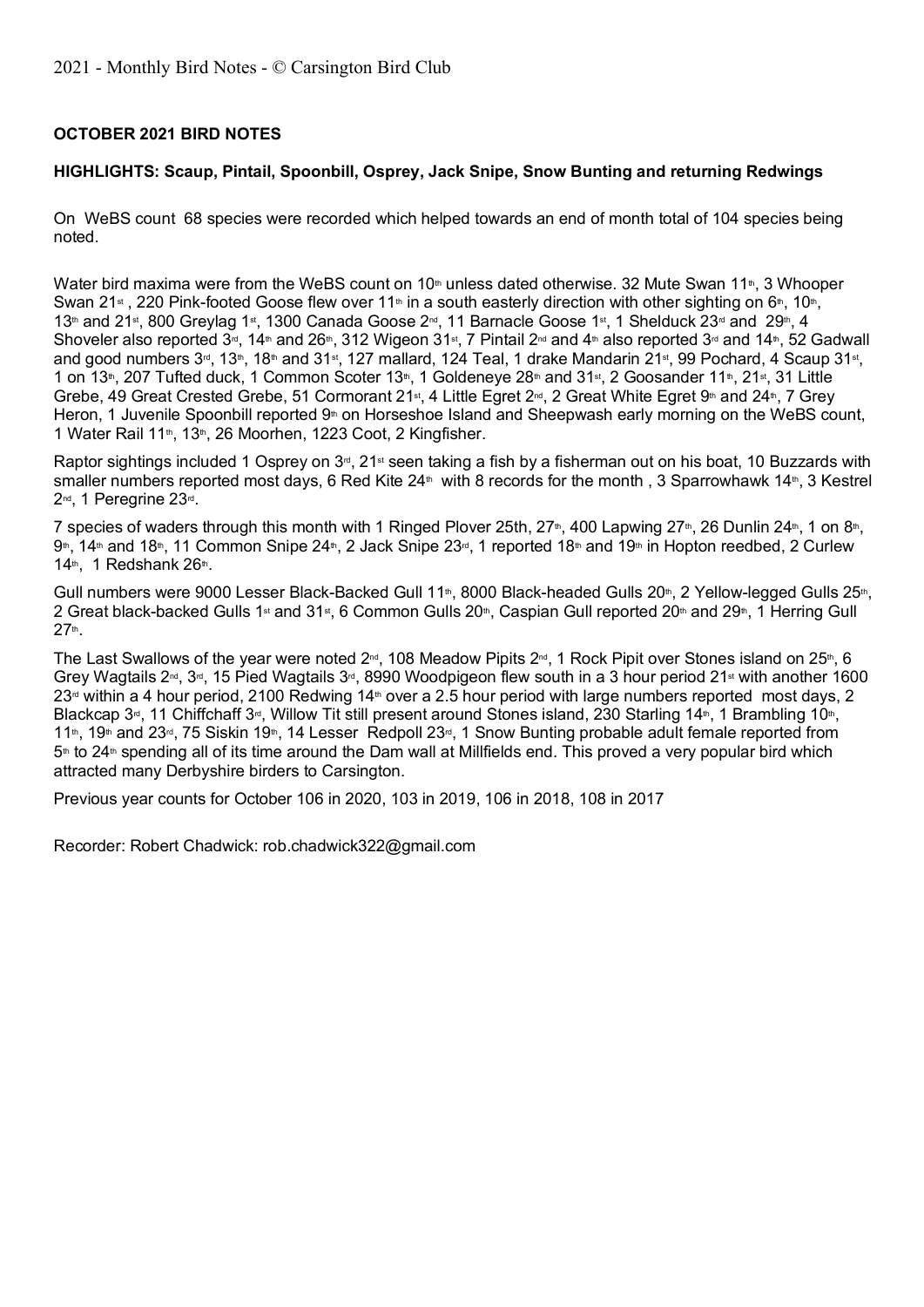**OCTOBER 2021 BIRD NOTES**

**HIGHLIGHTS: Scaup, Pintail, Spoonbill, Osprey, Jack Snipe, Snow Bunting and returning Redwings**

On WeBS count 68 species were recorded which helped towards an end of month total of 104 species being noted.

Water bird maxima were from the WeBS count on 10th unless dated otherwise. 32 Mute Swan 11th, 3 Whooper Swan 21st , 220 Pink-footed Goose flew over 11th in a south easterly direction with other sighting on 6th, 10th, 13th and 21st, 800 Greylag 1st, 1300 Canada Goose 2nd, 11 Barnacle Goose 1st, 1 Shelduck 23rd and 29th, 4 Shoveler also reported 3rd, 14th and 26th, 312 Wigeon 31st, 7 Pintail 2nd and 4th also reported 3rd and 14th, 52 Gadwall and good numbers 3rd, 13th, 18th and 31st, 127 mallard, 124 Teal, 1 drake Mandarin 21st, 99 Pochard, 4 Scaup 31st, 1 on 13th, 207 Tufted duck, 1 Common Scoter 13th, 1 Goldeneye 28th and 31st, 2 Goosander 11th, 21st, 31 Little Grebe, 49 Great Crested Grebe, 51 Cormorant 21st, 4 Little Egret 2nd, 2 Great White Egret 9th and 24th, 7 Grey Heron, 1 Juvenile Spoonbill reported 9th on Horseshoe Island and Sheepwash early morning on the WeBS count, 1 Water Rail 11th, 13th, 26 Moorhen, 1223 Coot, 2 Kingfisher.

Raptor sightings included 1 Osprey on 3rd, 21st seen taking a fish by a fisherman out on his boat, 10 Buzzards with smaller numbers reported most days, 6 Red Kite 24th with 8 records for the month , 3 Sparrowhawk 14th, 3 Kestrel 2nd, 1 Peregrine 23rd.

7 species of waders through this month with 1 Ringed Plover 25th, 27th, 400 Lapwing 27th, 26 Dunlin 24th, 1 on 8th, 9th, 14th and 18th, 11 Common Snipe 24th, 2 Jack Snipe 23rd, 1 reported 18th and 19th in Hopton reedbed, 2 Curlew 14th, 1 Redshank 26th.

Gull numbers were 9000 Lesser Black-Backed Gull 11th, 8000 Black-headed Gulls 20th, 2 Yellow-legged Gulls 25th, 2 Great black-backed Gulls 1st and 31st, 6 Common Gulls 20th, Caspian Gull reported 20th and 29th, 1 Herring Gull 27th.

The Last Swallows of the year were noted 2nd, 108 Meadow Pipits 2nd, 1 Rock Pipit over Stones island on 25th, 6 Grey Wagtails 2nd, 3rd, 15 Pied Wagtails 3rd, 8990 Woodpigeon flew south in a 3 hour period 21st with another 1600 23rd within a 4 hour period, 2100 Redwing 14th over a 2.5 hour period with large numbers reported most days, 2 Blackcap 3rd, 11 Chiffchaff 3rd, Willow Tit still present around Stones island, 230 Starling 14th, 1 Brambling 10th, 11th, 19th and 23rd, 75 Siskin 19th, 14 Lesser Redpoll 23rd, 1 Snow Bunting probable adult female reported from 5th to 24th spending all of its time around the Dam wall at Millfields end. This proved a very popular bird which attracted many Derbyshire birders to Carsington.

Previous year counts for October 106 in 2020, 103 in 2019, 106 in 2018, 108 in 2017

Recorder: Robert Chadwick: rob.chadwick322@gmail.com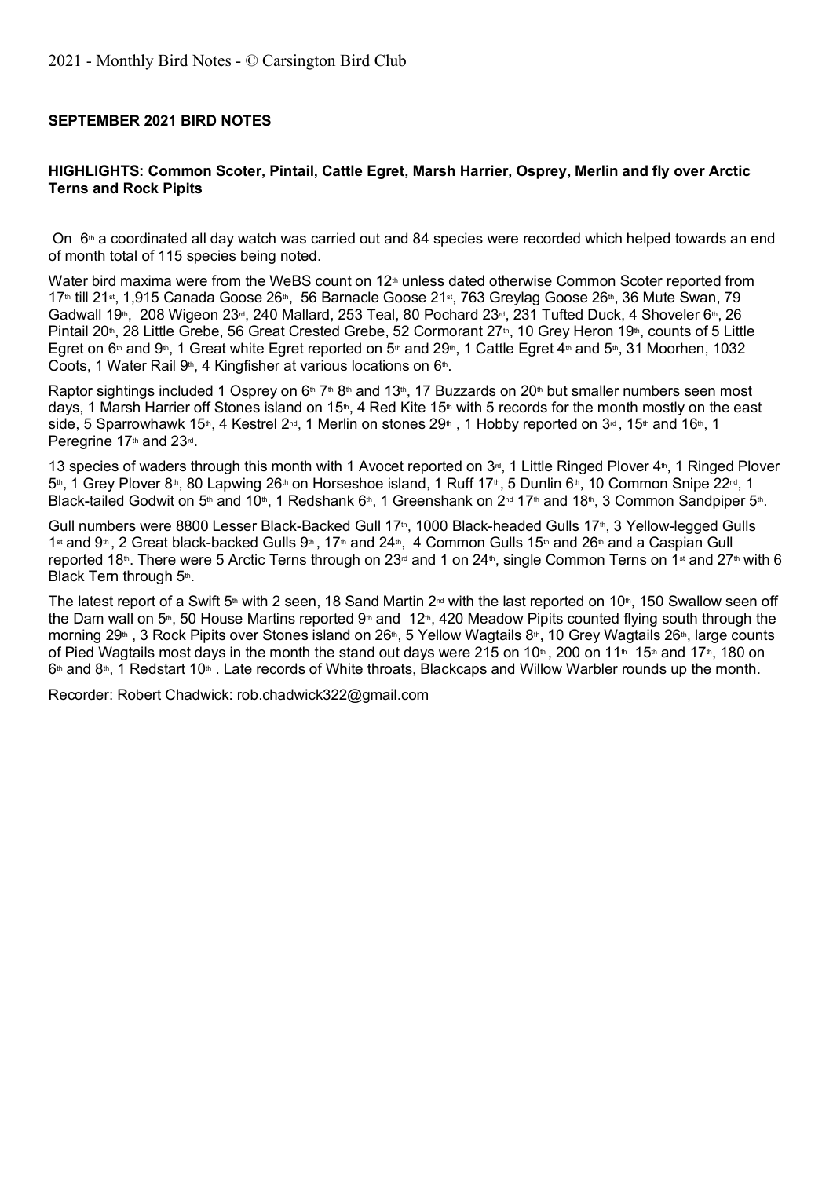**SEPTEMBER 2021 BIRD NOTES**

**HIGHLIGHTS: Common Scoter, Pintail, Cattle Egret, Marsh Harrier, Osprey, Merlin and fly over Arctic Terns and Rock Pipits**

On 6th a coordinated all day watch was carried out and 84 species were recorded which helped towards an end of month total of 115 species being noted.

Water bird maxima were from the WeBS count on 12th unless dated otherwise Common Scoter reported from 17th till 21st, 1,915 Canada Goose 26th, 56 Barnacle Goose 21st, 763 Greylag Goose 26th, 36 Mute Swan, 79 Gadwall 19th, 208 Wigeon 23rd, 240 Mallard, 253 Teal, 80 Pochard 23rd, 231 Tufted Duck, 4 Shoveler 6th, 26 Pintail 20th, 28 Little Grebe, 56 Great Crested Grebe, 52 Cormorant 27th, 10 Grey Heron 19th, counts of 5 Little Egret on 6th and 9th, 1 Great white Egret reported on 5th and 29th, 1 Cattle Egret 4th and 5th, 31 Moorhen, 1032 Coots, 1 Water Rail 9th, 4 Kingfisher at various locations on 6th.

Raptor sightings included 1 Osprey on 6th 7th 8th and 13th, 17 Buzzards on 20th but smaller numbers seen most days, 1 Marsh Harrier off Stones island on 15th, 4 Red Kite 15th with 5 records for the month mostly on the east side, 5 Sparrowhawk 15th, 4 Kestrel 2nd, 1 Merlin on stones 29th , 1 Hobby reported on 3rd , 15th and 16th, 1 Peregrine 17th and 23rd.

13 species of waders through this month with 1 Avocet reported on 3rd, 1 Little Ringed Plover 4th, 1 Ringed Plover 5th, 1 Grey Plover 8th, 80 Lapwing 26th on Horseshoe island, 1 Ruff 17th, 5 Dunlin 6th, 10 Common Snipe 22nd, 1 Black-tailed Godwit on 5th and 10th, 1 Redshank 6th, 1 Greenshank on 2nd 17th and 18th, 3 Common Sandpiper 5th.

Gull numbers were 8800 Lesser Black-Backed Gull 17th, 1000 Black-headed Gulls 17th, 3 Yellow-legged Gulls 1st and 9th , 2 Great black-backed Gulls 9th , 17th and 24th, 4 Common Gulls 15th and 26th and a Caspian Gull reported 18th. There were 5 Arctic Terns through on 23rd and 1 on 24th, single Common Terns on 1st and 27th with 6 Black Tern through 5th.

The latest report of a Swift 5th with 2 seen, 18 Sand Martin 2nd with the last reported on 10th, 150 Swallow seen off the Dam wall on 5th, 50 House Martins reported 9th and 12th, 420 Meadow Pipits counted flying south through the morning 29th , 3 Rock Pipits over Stones island on 26th, 5 Yellow Wagtails 8th, 10 Grey Wagtails 26th, large counts of Pied Wagtails most days in the month the stand out days were 215 on 10th , 200 on 11th, 15th and 17th, 180 on 6th and 8th, 1 Redstart 10th . Late records of White throats, Blackcaps and Willow Warbler rounds up the month.

Recorder: Robert Chadwick: rob.chadwick322@gmail.com